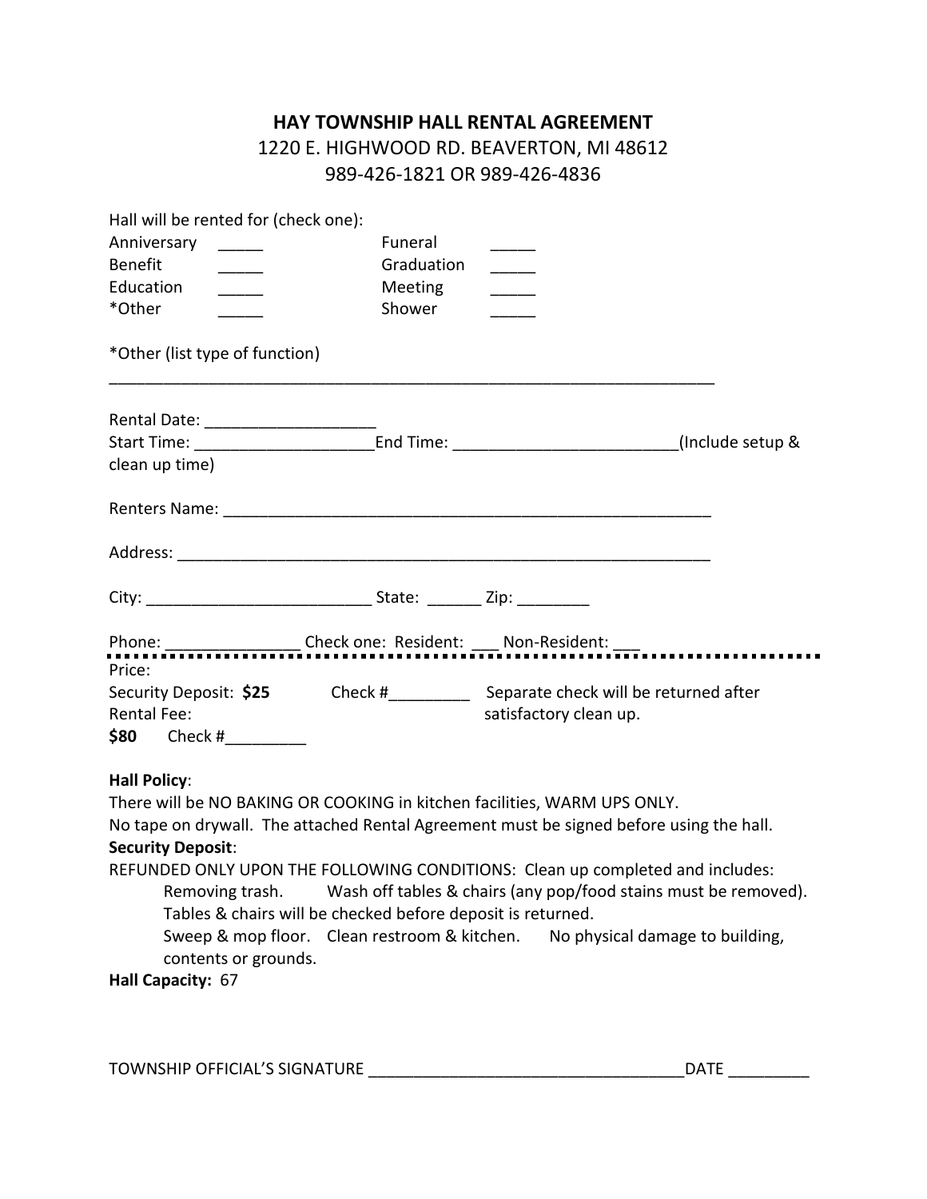# HAY TOWNSHIP HALL RENTAL AGREEMENT

1220 E. HIGHWOOD RD. BEAVERTON, MI 48612

989-426-1821 OR 989-426-4836

Hall will be rented for (check one):

| | | | |
|---|---|---|---|
| Anniversary | _____ | Funeral | _____ |
| Benefit | _____ | Graduation | _____ |
| Education | _____ | Meeting | _____ |
| *Other | _____ | Shower | _____ |

*Other (list type of function)

______________________________________________________________________

Rental Date: ___________________

Start Time: ____________________End Time: _________________________(Include setup & clean up time)

Renters Name: _______________________________________________________

Address: ____________________________________________________________

City: _________________________ State: ______ Zip: ________

Phone: _______________ Check one: Resident: ___ Non-Resident: ___

---

Price:

Security Deposit: **$25** Check #_________ Separate check will be returned after satisfactory clean up.

Rental Fee:

**$80** Check #_________

**Hall Policy**:

There will be NO BAKING OR COOKING in kitchen facilities, WARM UPS ONLY.

No tape on drywall. The attached Rental Agreement must be signed before using the hall.

**Security Deposit**:

REFUNDED ONLY UPON THE FOLLOWING CONDITIONS: Clean up completed and includes:

Removing trash. Wash off tables & chairs (any pop/food stains must be removed). Tables & chairs will be checked before deposit is returned.

Sweep & mop floor. Clean restroom & kitchen. No physical damage to building, contents or grounds.

**Hall Capacity:** 67

TOWNSHIP OFFICIAL'S SIGNATURE ___________________________________DATE _________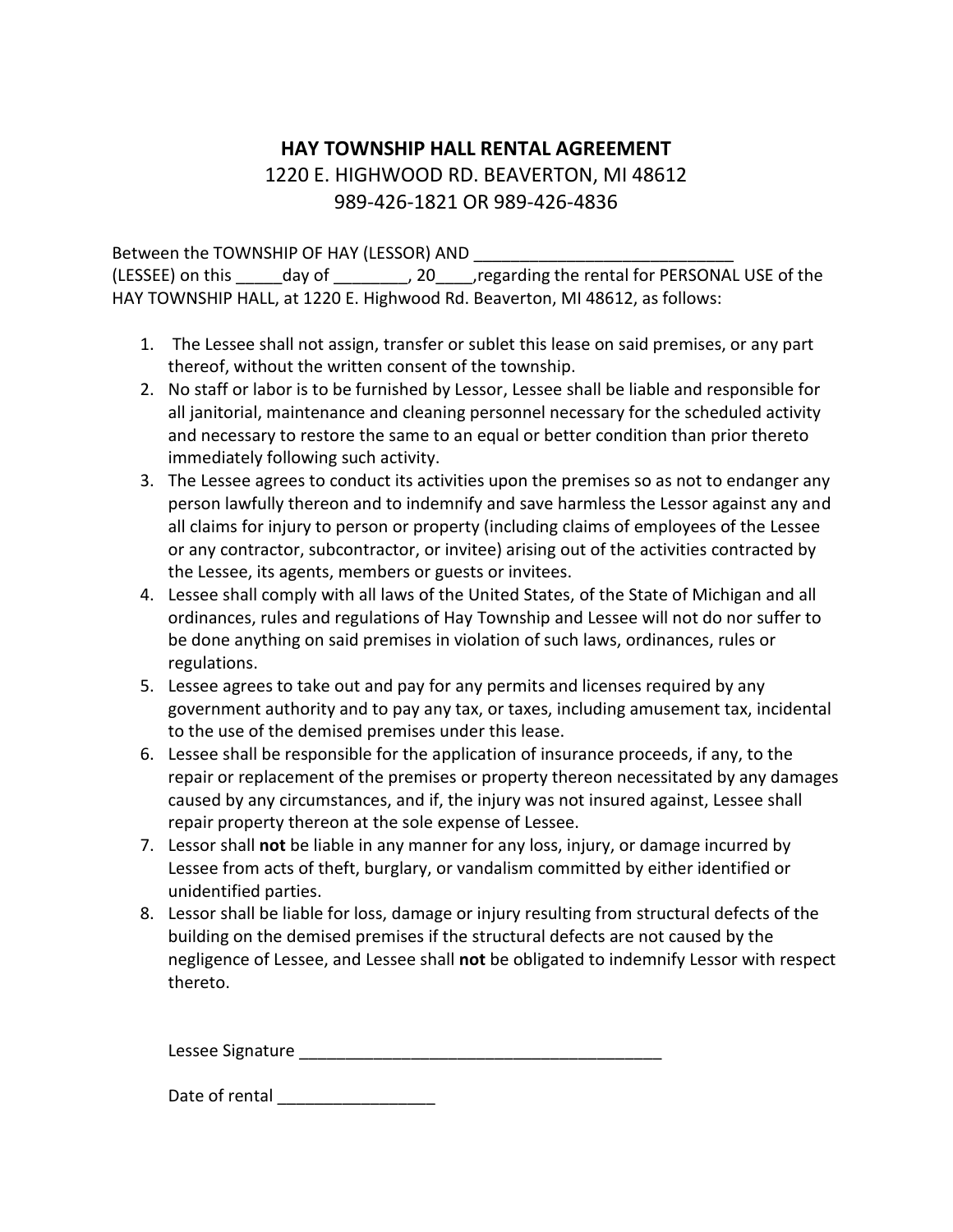# HAY TOWNSHIP HALL RENTAL AGREEMENT

1220 E. HIGHWOOD RD. BEAVERTON, MI 48612

989-426-1821 OR 989-426-4836

Between the TOWNSHIP OF HAY (LESSOR) AND ___________________________ (LESSEE) on this _____day of ________, 20____,regarding the rental for PERSONAL USE of the HAY TOWNSHIP HALL, at 1220 E. Highwood Rd. Beaverton, MI 48612, as follows:

1. The Lessee shall not assign, transfer or sublet this lease on said premises, or any part thereof, without the written consent of the township.
2. No staff or labor is to be furnished by Lessor, Lessee shall be liable and responsible for all janitorial, maintenance and cleaning personnel necessary for the scheduled activity and necessary to restore the same to an equal or better condition than prior thereto immediately following such activity.
3. The Lessee agrees to conduct its activities upon the premises so as not to endanger any person lawfully thereon and to indemnify and save harmless the Lessor against any and all claims for injury to person or property (including claims of employees of the Lessee or any contractor, subcontractor, or invitee) arising out of the activities contracted by the Lessee, its agents, members or guests or invitees.
4. Lessee shall comply with all laws of the United States, of the State of Michigan and all ordinances, rules and regulations of Hay Township and Lessee will not do nor suffer to be done anything on said premises in violation of such laws, ordinances, rules or regulations.
5. Lessee agrees to take out and pay for any permits and licenses required by any government authority and to pay any tax, or taxes, including amusement tax, incidental to the use of the demised premises under this lease.
6. Lessee shall be responsible for the application of insurance proceeds, if any, to the repair or replacement of the premises or property thereon necessitated by any damages caused by any circumstances, and if, the injury was not insured against, Lessee shall repair property thereon at the sole expense of Lessee.
7. Lessor shall **not** be liable in any manner for any loss, injury, or damage incurred by Lessee from acts of theft, burglary, or vandalism committed by either identified or unidentified parties.
8. Lessor shall be liable for loss, damage or injury resulting from structural defects of the building on the demised premises if the structural defects are not caused by the negligence of Lessee, and Lessee shall **not** be obligated to indemnify Lessor with respect thereto.

Lessee Signature ________________________________________

Date of rental _________________